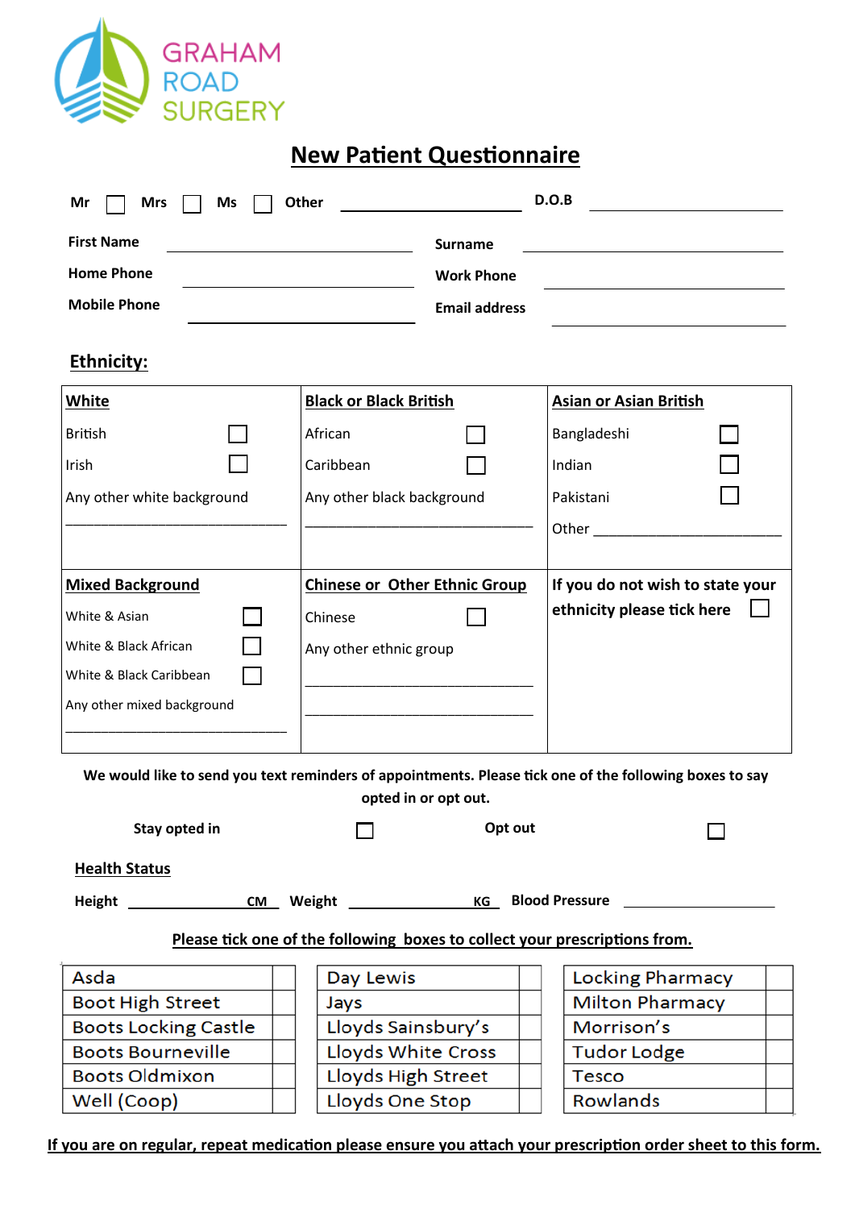GRAHAM ROAD SURGERY

# New Patient Questionnaire

**Mr** ☐ **Mrs** ☐ **Ms** ☐ **Other** ____________________ **D.O.B** ____________________

**First Name** ____________________ **Surname** ____________________

**Home Phone** ____________________ **Work Phone** ____________________

**Mobile Phone** ____________________ **Email address** ____________________

## Ethnicity:

| **White** | **Black or Black British** | **Asian or Asian British** |
|---|---|---|
| British ☐ | African ☐ | Bangladeshi ☐ |
| Irish ☐ | Caribbean ☐ | Indian ☐ |
| Any other white background | Any other black background | Pakistani ☐ |
| ____________________ | ____________________ | Other ____________________ |
| **Mixed Background** | **Chinese or Other Ethnic Group** | **If you do not wish to state your ethnicity please tick here** ☐ |
| White & Asian ☐ | Chinese ☐ | |
| White & Black African ☐ | Any other ethnic group | |
| White & Black Caribbean ☐ | ____________________ | |
| Any other mixed background | ____________________ | |
| ____________________ | | |

**We would like to send you text reminders of appointments. Please tick one of the following boxes to say opted in or opt out.**

**Stay opted in** ☐ **Opt out** ☐

**Health Status**

**Height** ____________ **CM** **Weight** ____________ **KG** **Blood Pressure** ____________

**Please tick one of the following boxes to collect your prescriptions from.**

| | | | | | |
|---|---|---|---|---|---|
| Asda | ☐ | Day Lewis | ☐ | Locking Pharmacy | ☐ |
| Boot High Street | ☐ | Jays | ☐ | Milton Pharmacy | ☐ |
| Boots Locking Castle | ☐ | Lloyds Sainsbury's | ☐ | Morrison's | ☐ |
| Boots Bourneville | ☐ | Lloyds White Cross | ☐ | Tudor Lodge | ☐ |
| Boots Oldmixon | ☐ | Lloyds High Street | ☐ | Tesco | ☐ |
| Well (Coop) | ☐ | Lloyds One Stop | ☐ | Rowlands | ☐ |

**If you are on regular, repeat medication please ensure you attach your prescription order sheet to this form.**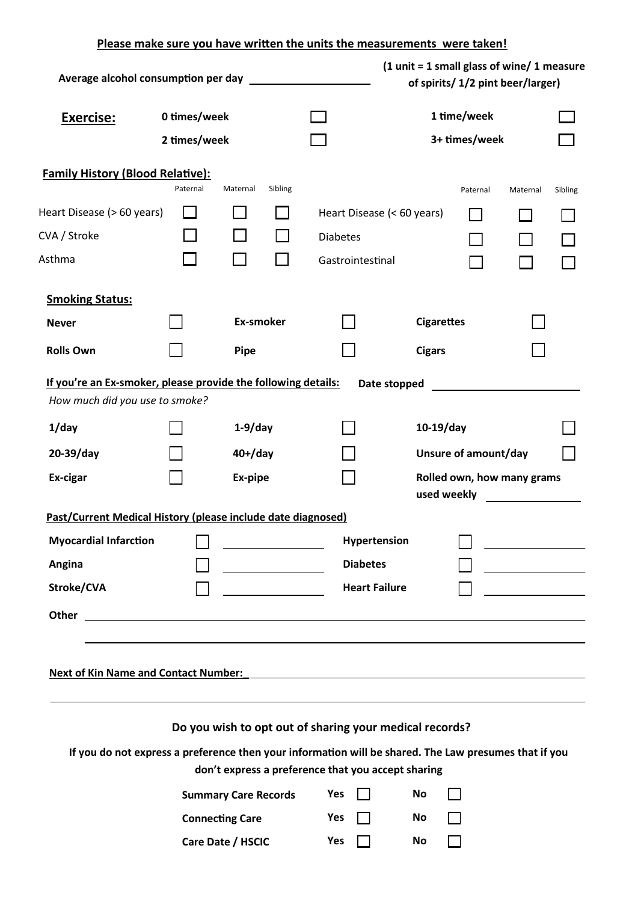**Please make sure you have written the units the measurements were taken!**

**Average alcohol consumption per day** ____________________ **(1 unit = 1 small glass of wine/ 1 measure of spirits/ 1/2 pint beer/larger)**

## Exercise:

| | | | |
|---|---|---|---|
| **0 times/week** | ☐ | **1 time/week** | ☐ |
| **2 times/week** | ☐ | **3+ times/week** | ☐ |

**Family History (Blood Relative):**

| | Paternal | Maternal | Sibling | | Paternal | Maternal | Sibling |
|---|---|---|---|---|---|---|---|
| Heart Disease (> 60 years) | ☐ | ☐ | ☐ | Heart Disease (< 60 years) | ☐ | ☐ | ☐ |
| CVA / Stroke | ☐ | ☐ | ☐ | Diabetes | ☐ | ☐ | ☐ |
| Asthma | ☐ | ☐ | ☐ | Gastrointestinal | ☐ | ☐ | ☐ |

**Smoking Status:**

| | | | | | |
|---|---|---|---|---|---|
| **Never** | ☐ | **Ex-smoker** | ☐ | **Cigarettes** | ☐ |
| **Rolls Own** | ☐ | **Pipe** | ☐ | **Cigars** | ☐ |

**If you're an Ex-smoker, please provide the following details:** **Date stopped** ____________________

*How much did you use to smoke?*

| | | | | | |
|---|---|---|---|---|---|
| **1/day** | ☐ | **1-9/day** | ☐ | **10-19/day** | ☐ |
| **20-39/day** | ☐ | **40+/day** | ☐ | **Unsure of amount/day** | ☐ |
| **Ex-cigar** | ☐ | **Ex-pipe** | ☐ | **Rolled own, how many grams used weekly** ____________ | |

**Past/Current Medical History (please include date diagnosed)**

| | | | | | |
|---|---|---|---|---|---|
| **Myocardial Infarction** | ☐ | ____________ | **Hypertension** | ☐ | ____________ |
| **Angina** | ☐ | ____________ | **Diabetes** | ☐ | ____________ |
| **Stroke/CVA** | ☐ | ____________ | **Heart Failure** | ☐ | ____________ |

**Other** ________________________________________________________________

________________________________________________________________

**Next of Kin Name and Contact Number:**_________________________________________________

________________________________________________________________

**Do you wish to opt out of sharing your medical records?**

**If you do not express a preference then your information will be shared. The Law presumes that if you don't express a preference that you accept sharing**

| | | | | |
|---|---|---|---|---|
| **Summary Care Records** | **Yes** | ☐ | **No** | ☐ |
| **Connecting Care** | **Yes** | ☐ | **No** | ☐ |
| **Care Date / HSCIC** | **Yes** | ☐ | **No** | ☐ |